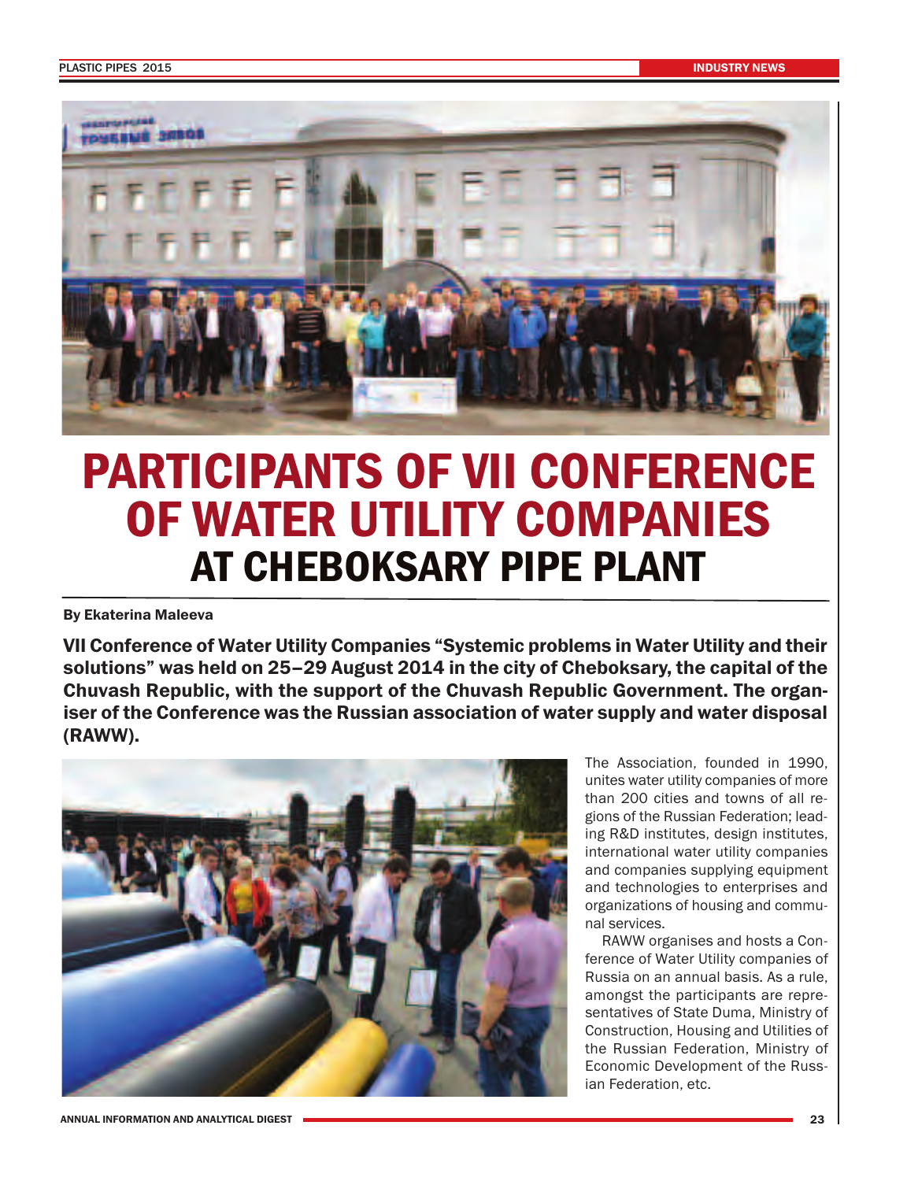# PARTICIPANTS OF VII CONFERENCE OF WATER UTILITY COMPANIES AT CHEBOKSARY PIPE PLANT

**By Ekaterina Maleeva**

**VII Conference of Water Utility Companies "Systemic problems in Water Utility and their solutions" was held on 25–29 August 2014 in the city of Cheboksary, the capital of the Chuvash Republic, with the support of the Chuvash Republic Government. The organiser of the Conference was the Russian association of water supply and water disposal (RAWW).**

The Association, founded in 1990, unites water utility companies of more than 200 cities and towns of all regions of the Russian Federation; leading R&D institutes, design institutes, international water utility companies and companies supplying equipment and technologies to enterprises and organizations of housing and communal services.

RAWW organises and hosts a Conference of Water Utility companies of Russia on an annual basis. As a rule, amongst the participants are representatives of State Duma, Ministry of Construction, Housing and Utilities of the Russian Federation, Ministry of Economic Development of the Russian Federation, etc.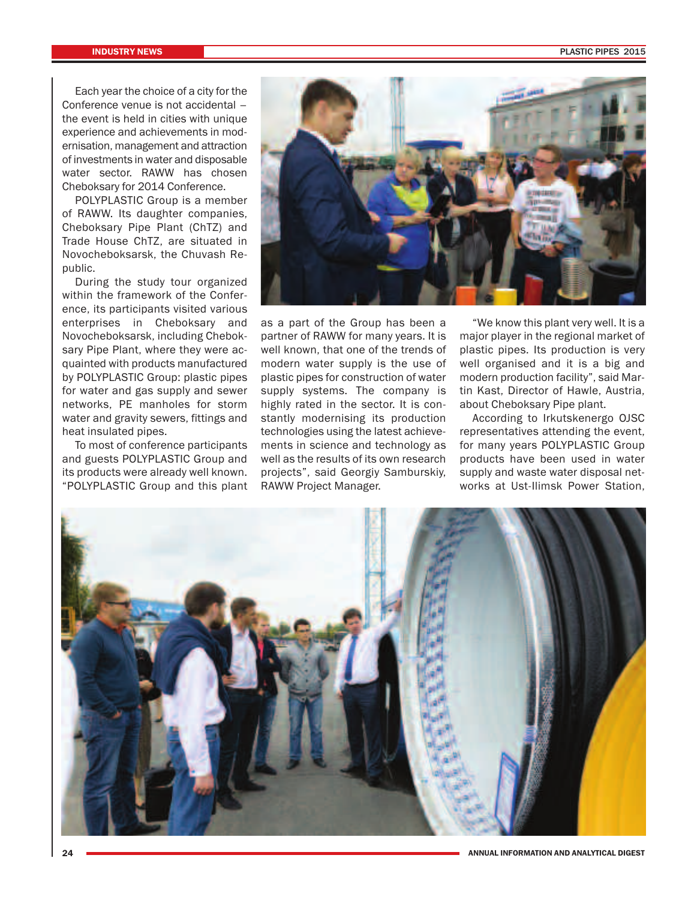Each year the choice of a city for the Conference venue is not accidental – the event is held in cities with unique experience and achievements in modernisation, management and attraction of investments in water and disposable water sector. RAWW has chosen Cheboksary for 2014 Conference.

POLYPLASTIC Group is a member of RAWW. Its daughter companies, Cheboksary Pipe Plant (ChTZ) and Trade House ChTZ, are situated in Novocheboksarsk, the Chuvash Republic.

During the study tour organized within the framework of the Conference, its participants visited various enterprises in Cheboksary and Novocheboksarsk, including Cheboksary Pipe Plant, where they were acquainted with products manufactured by POLYPLASTIC Group: plastic pipes for water and gas supply and sewer networks, PE manholes for storm water and gravity sewers, fittings and heat insulated pipes.

To most of conference participants and guests POLYPLASTIC Group and its products were already well known. "POLYPLASTIC Group and this plant as a part of the Group has been a partner of RAWW for many years. It is well known, that one of the trends of modern water supply is the use of plastic pipes for construction of water supply systems. The company is highly rated in the sector. It is constantly modernising its production technologies using the latest achievements in science and technology as well as the results of its own research projects", said Georgiy Samburskiy, RAWW Project Manager.

"We know this plant very well. It is a major player in the regional market of plastic pipes. Its production is very well organised and it is a big and modern production facility", said Martin Kast, Director of Hawle, Austria, about Cheboksary Pipe plant.

According to Irkutskenergo OJSC representatives attending the event, for many years POLYPLASTIC Group products have been used in water supply and waste water disposal networks at Ust-Ilimsk Power Station,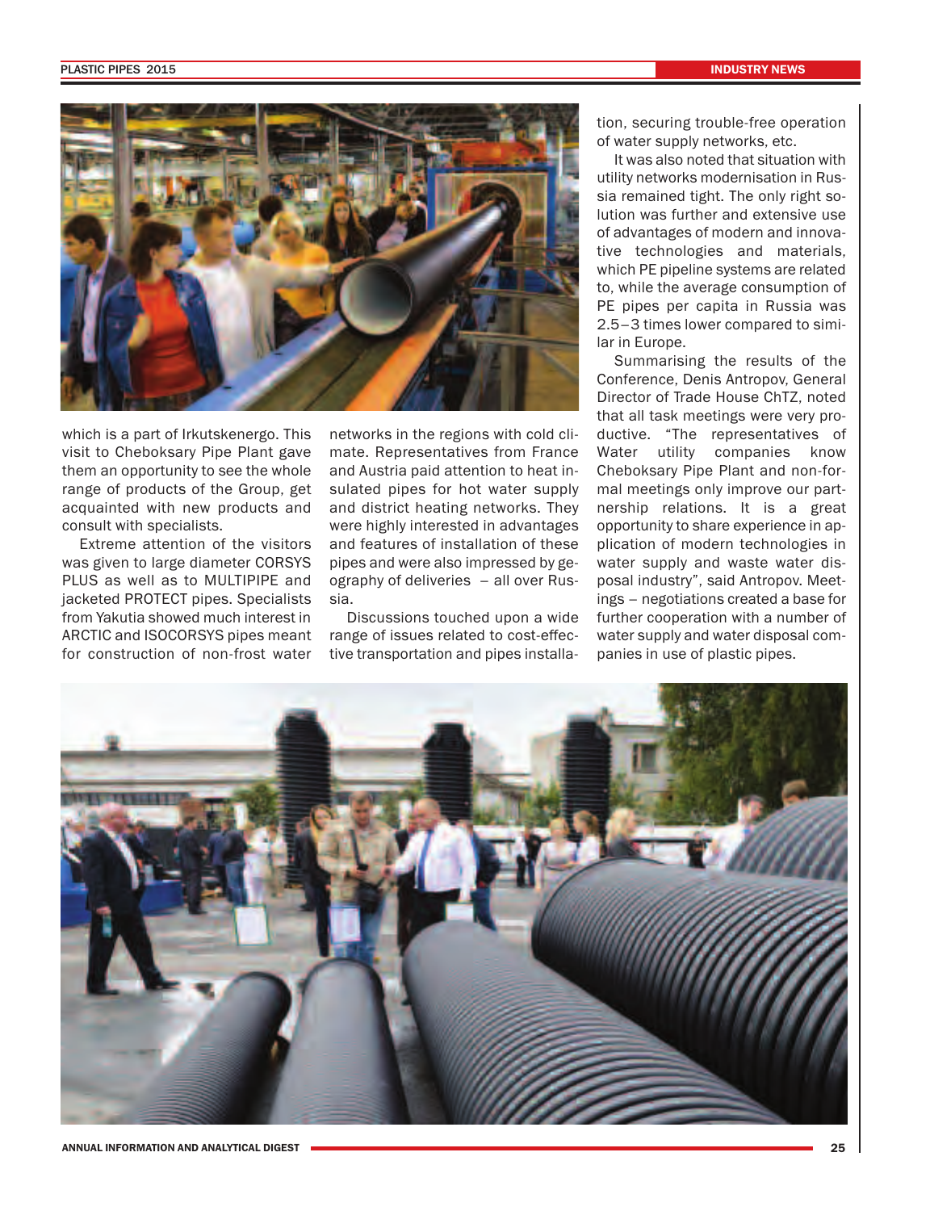which is a part of Irkutskenergo. This visit to Cheboksary Pipe Plant gave them an opportunity to see the whole range of products of the Group, get acquainted with new products and consult with specialists.

Extreme attention of the visitors was given to large diameter CORSYS PLUS as well as to MULTIPIPE and jacketed PROTECT pipes. Specialists from Yakutia showed much interest in ARCTIC and ISOCORSYS pipes meant for construction of non-frost water networks in the regions with cold climate. Representatives from France and Austria paid attention to heat insulated pipes for hot water supply and district heating networks. They were highly interested in advantages and features of installation of these pipes and were also impressed by geography of deliveries – all over Russia.

Discussions touched upon a wide range of issues related to cost-effective transportation and pipes installation, securing trouble-free operation of water supply networks, etc.

It was also noted that situation with utility networks modernisation in Russia remained tight. The only right solution was further and extensive use of advantages of modern and innovative technologies and materials, which PE pipeline systems are related to, while the average consumption of PE pipes per capita in Russia was 2.5–3 times lower compared to similar in Europe.

Summarising the results of the Conference, Denis Antropov, General Director of Trade House ChTZ, noted that all task meetings were very productive. "The representatives of Water utility companies know Cheboksary Pipe Plant and non-formal meetings only improve our partnership relations. It is a great opportunity to share experience in application of modern technologies in water supply and waste water disposal industry", said Antropov. Meetings – negotiations created a base for further cooperation with a number of water supply and water disposal companies in use of plastic pipes.